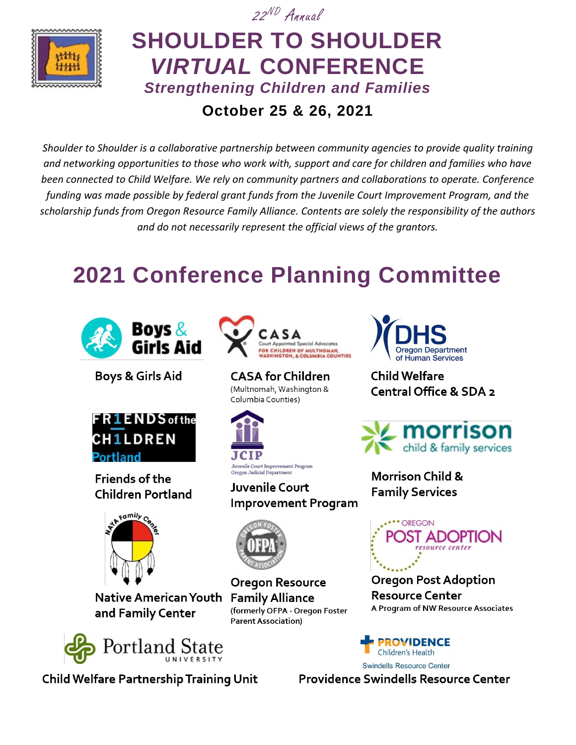22ND Annual

# SHOULDER TO SHOULDER *VIRTUAL* CONFERENCE

### *Strengthening Children and Families*

**October 25 & 26, 2021**

*Shoulder to Shoulder is a collaborative partnership between community agencies to provide quality training and networking opportunities to those who work with, support and care for children and families who have been connected to Child Welfare. We rely on community partners and collaborations to operate. Conference funding was made possible by federal grant funds from the Juvenile Court Improvement Program, and the scholarship funds from Oregon Resource Family Alliance. Contents are solely the responsibility of the authors and do not necessarily represent the official views of the grantors.*

## 2021 Conference Planning Committee

**Boys & Girls Aid**

**CASA for Children**
(Multnomah, Washington & Columbia Counties)

**Child Welfare Central Office & SDA 2**

**Friends of the Children Portland**

**Juvenile Court Improvement Program**

**Morrison Child & Family Services**

**Native American Youth and Family Center**

**Oregon Resource Family Alliance**
(formerly OFPA - Oregon Foster Parent Association)

**Oregon Post Adoption Resource Center**
A Program of NW Resource Associates

**Child Welfare Partnership Training Unit**

**Providence Swindells Resource Center**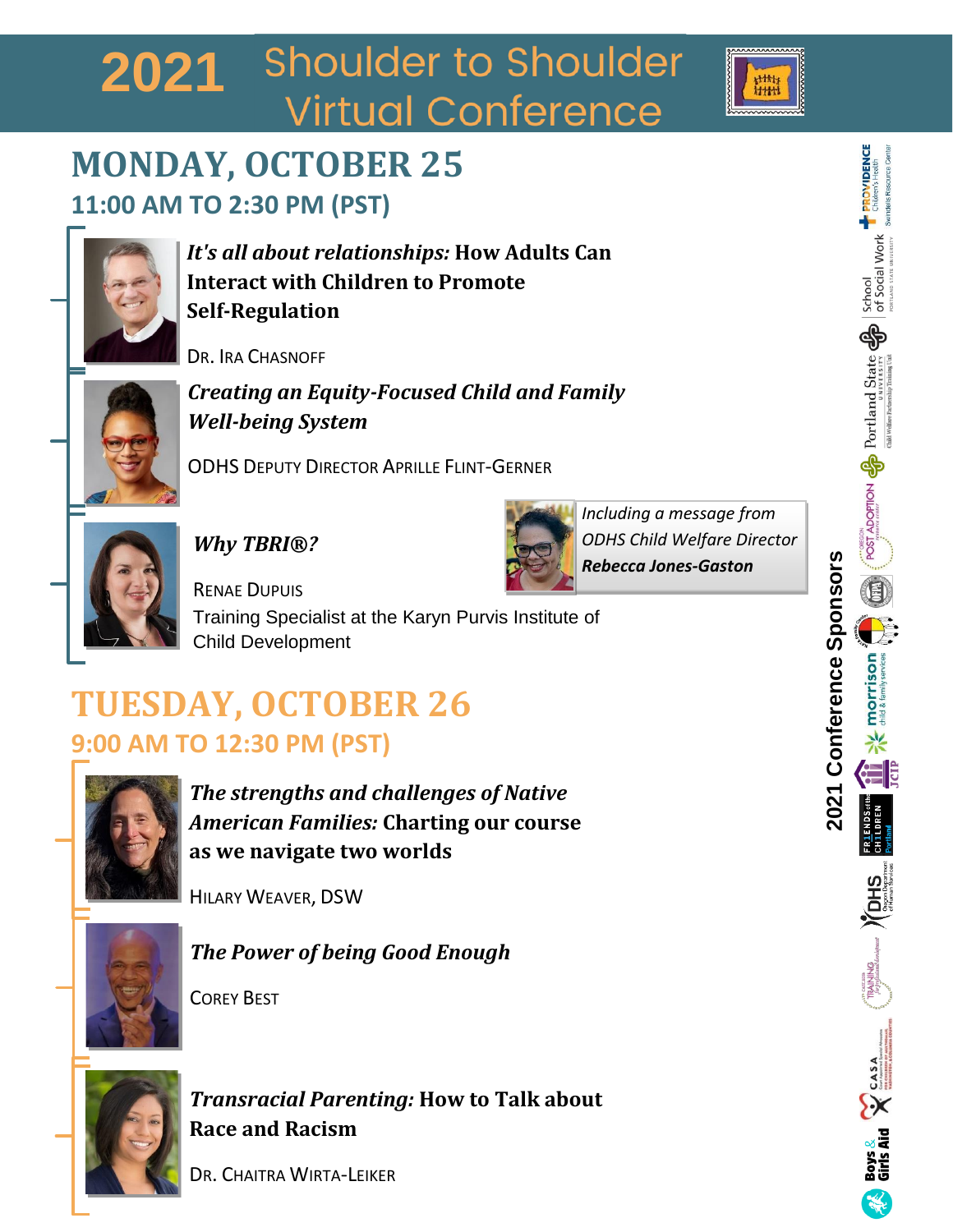# 2021 Shoulder to Shoulder Virtual Conference

## MONDAY, OCTOBER 25

### 11:00 AM TO 2:30 PM (PST)

***It's all about relationships:*** **How Adults Can Interact with Children to Promote Self-Regulation**

Dr. Ira Chasnoff

***Creating an Equity-Focused Child and Family Well-being System***

ODHS Deputy Director Aprille Flint-Gerner

*Including a message from ODHS Child Welfare Director* ***Rebecca Jones-Gaston***

***Why TBRI®?***

Renae Dupuis
Training Specialist at the Karyn Purvis Institute of Child Development

## TUESDAY, OCTOBER 26

### 9:00 AM TO 12:30 PM (PST)

***The strengths and challenges of Native American Families:*** **Charting our course as we navigate two worlds**

Hilary Weaver, DSW

***The Power of being Good Enough***

Corey Best

***Transracial Parenting:*** **How to Talk about Race and Racism**

Dr. Chaitra Wirta-Leiker

**2021 Conference Sponsors**

Providence Children's Health Swindells Resource Center; Portland State University School of Social Work; Portland State University Child Welfare Partnership Training Unit; Oregon Post Adoption Resource Center; Morrison Child & Family Services; JCIP; Friends of the Children Portland; ODHS Oregon Department of Human Services; CASA; Boys & Girls Aid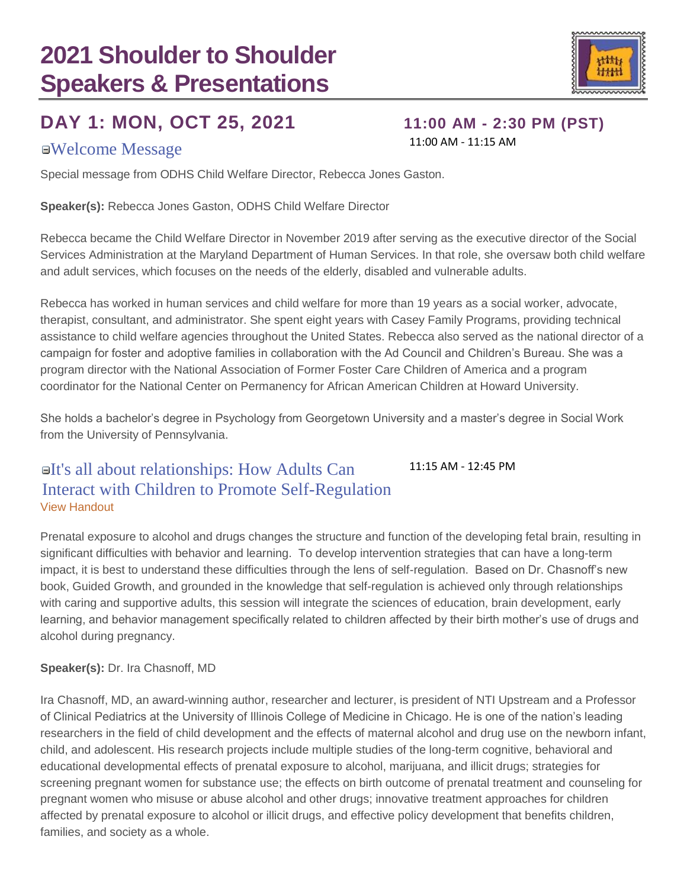# 2021 Shoulder to Shoulder Speakers & Presentations

## DAY 1: MON, OCT 25, 2021

**11:00 AM - 2:30 PM (PST)**

### Welcome Message

11:00 AM - 11:15 AM

Special message from ODHS Child Welfare Director, Rebecca Jones Gaston.

**Speaker(s):** Rebecca Jones Gaston, ODHS Child Welfare Director

Rebecca became the Child Welfare Director in November 2019 after serving as the executive director of the Social Services Administration at the Maryland Department of Human Services. In that role, she oversaw both child welfare and adult services, which focuses on the needs of the elderly, disabled and vulnerable adults.

Rebecca has worked in human services and child welfare for more than 19 years as a social worker, advocate, therapist, consultant, and administrator. She spent eight years with Casey Family Programs, providing technical assistance to child welfare agencies throughout the United States. Rebecca also served as the national director of a campaign for foster and adoptive families in collaboration with the Ad Council and Children's Bureau. She was a program director with the National Association of Former Foster Care Children of America and a program coordinator for the National Center on Permanency for African American Children at Howard University.

She holds a bachelor's degree in Psychology from Georgetown University and a master's degree in Social Work from the University of Pennsylvania.

### It's all about relationships: How Adults Can Interact with Children to Promote Self-Regulation

11:15 AM - 12:45 PM

View Handout

Prenatal exposure to alcohol and drugs changes the structure and function of the developing fetal brain, resulting in significant difficulties with behavior and learning. To develop intervention strategies that can have a long-term impact, it is best to understand these difficulties through the lens of self-regulation. Based on Dr. Chasnoff's new book, Guided Growth, and grounded in the knowledge that self-regulation is achieved only through relationships with caring and supportive adults, this session will integrate the sciences of education, brain development, early learning, and behavior management specifically related to children affected by their birth mother's use of drugs and alcohol during pregnancy.

**Speaker(s):** Dr. Ira Chasnoff, MD

Ira Chasnoff, MD, an award-winning author, researcher and lecturer, is president of NTI Upstream and a Professor of Clinical Pediatrics at the University of Illinois College of Medicine in Chicago. He is one of the nation's leading researchers in the field of child development and the effects of maternal alcohol and drug use on the newborn infant, child, and adolescent. His research projects include multiple studies of the long-term cognitive, behavioral and educational developmental effects of prenatal exposure to alcohol, marijuana, and illicit drugs; strategies for screening pregnant women for substance use; the effects on birth outcome of prenatal treatment and counseling for pregnant women who misuse or abuse alcohol and other drugs; innovative treatment approaches for children affected by prenatal exposure to alcohol or illicit drugs, and effective policy development that benefits children, families, and society as a whole.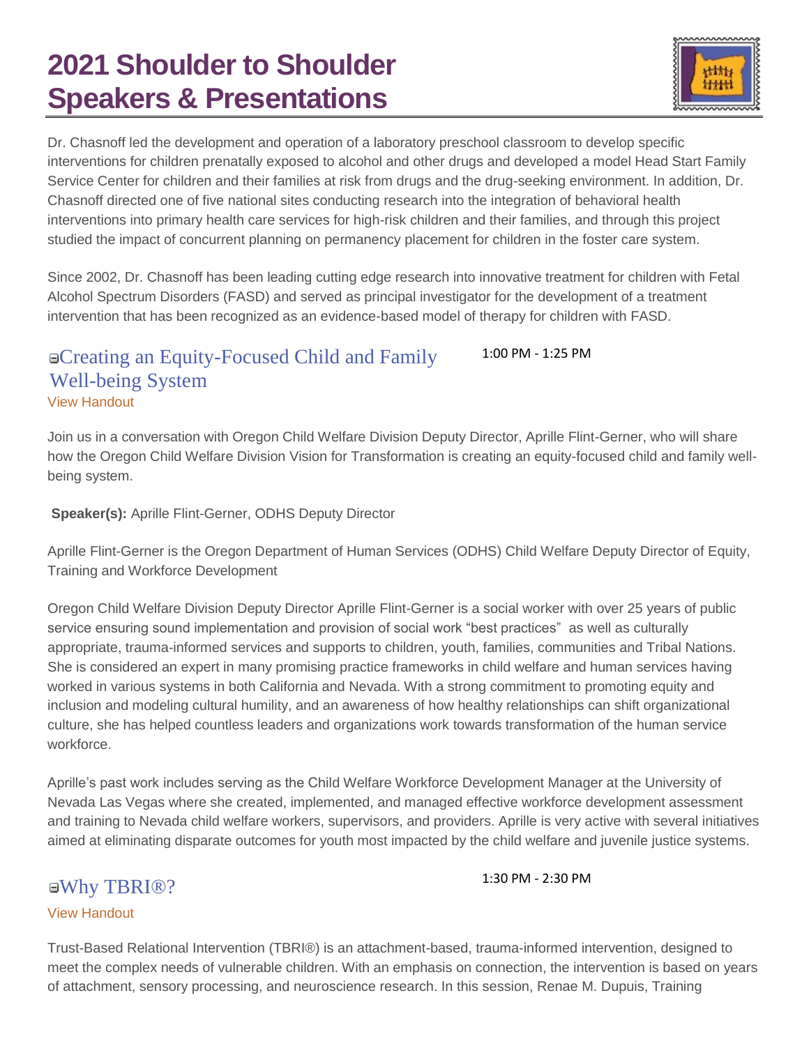Dr. Chasnoff led the development and operation of a laboratory preschool classroom to develop specific interventions for children prenatally exposed to alcohol and other drugs and developed a model Head Start Family Service Center for children and their families at risk from drugs and the drug-seeking environment. In addition, Dr. Chasnoff directed one of five national sites conducting research into the integration of behavioral health interventions into primary health care services for high-risk children and their families, and through this project studied the impact of concurrent planning on permanency placement for children in the foster care system.

Since 2002, Dr. Chasnoff has been leading cutting edge research into innovative treatment for children with Fetal Alcohol Spectrum Disorders (FASD) and served as principal investigator for the development of a treatment intervention that has been recognized as an evidence-based model of therapy for children with FASD.

## Creating an Equity-Focused Child and Family Well-being System

1:00 PM - 1:25 PM

View Handout

Join us in a conversation with Oregon Child Welfare Division Deputy Director, Aprille Flint-Gerner, who will share how the Oregon Child Welfare Division Vision for Transformation is creating an equity-focused child and family well-being system.

**Speaker(s):** Aprille Flint-Gerner, ODHS Deputy Director

Aprille Flint-Gerner is the Oregon Department of Human Services (ODHS) Child Welfare Deputy Director of Equity, Training and Workforce Development

Oregon Child Welfare Division Deputy Director Aprille Flint-Gerner is a social worker with over 25 years of public service ensuring sound implementation and provision of social work "best practices" as well as culturally appropriate, trauma-informed services and supports to children, youth, families, communities and Tribal Nations. She is considered an expert in many promising practice frameworks in child welfare and human services having worked in various systems in both California and Nevada. With a strong commitment to promoting equity and inclusion and modeling cultural humility, and an awareness of how healthy relationships can shift organizational culture, she has helped countless leaders and organizations work towards transformation of the human service workforce.

Aprille's past work includes serving as the Child Welfare Workforce Development Manager at the University of Nevada Las Vegas where she created, implemented, and managed effective workforce development assessment and training to Nevada child welfare workers, supervisors, and providers. Aprille is very active with several initiatives aimed at eliminating disparate outcomes for youth most impacted by the child welfare and juvenile justice systems.

## Why TBRI®?

1:30 PM - 2:30 PM

View Handout

Trust-Based Relational Intervention (TBRI®) is an attachment-based, trauma-informed intervention, designed to meet the complex needs of vulnerable children. With an emphasis on connection, the intervention is based on years of attachment, sensory processing, and neuroscience research. In this session, Renae M. Dupuis, Training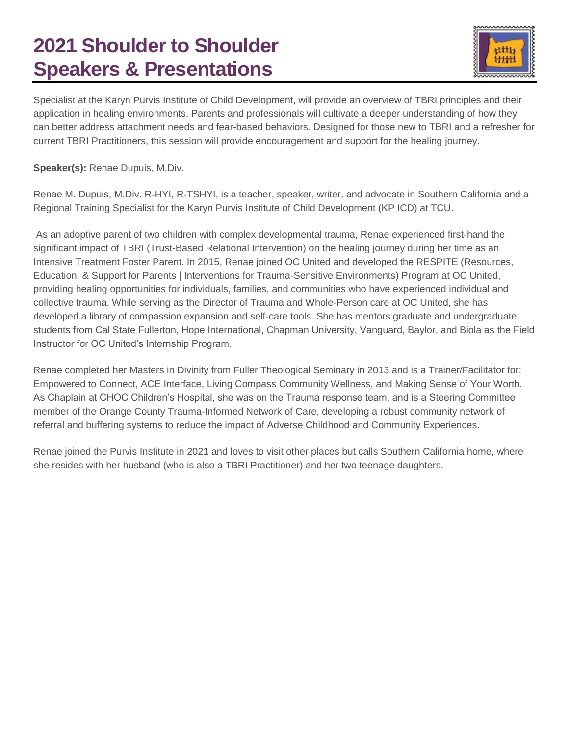Specialist at the Karyn Purvis Institute of Child Development, will provide an overview of TBRI principles and their application in healing environments. Parents and professionals will cultivate a deeper understanding of how they can better address attachment needs and fear-based behaviors. Designed for those new to TBRI and a refresher for current TBRI Practitioners, this session will provide encouragement and support for the healing journey.

**Speaker(s):** Renae Dupuis, M.Div.

Renae M. Dupuis, M.Div. R-HYI, R-TSHYI, is a teacher, speaker, writer, and advocate in Southern California and a Regional Training Specialist for the Karyn Purvis Institute of Child Development (KP ICD) at TCU.

As an adoptive parent of two children with complex developmental trauma, Renae experienced first-hand the significant impact of TBRI (Trust-Based Relational Intervention) on the healing journey during her time as an Intensive Treatment Foster Parent. In 2015, Renae joined OC United and developed the RESPITE (Resources, Education, & Support for Parents | Interventions for Trauma-Sensitive Environments) Program at OC United, providing healing opportunities for individuals, families, and communities who have experienced individual and collective trauma. While serving as the Director of Trauma and Whole-Person care at OC United, she has developed a library of compassion expansion and self-care tools. She has mentors graduate and undergraduate students from Cal State Fullerton, Hope International, Chapman University, Vanguard, Baylor, and Biola as the Field Instructor for OC United's Internship Program.

Renae completed her Masters in Divinity from Fuller Theological Seminary in 2013 and is a Trainer/Facilitator for: Empowered to Connect, ACE Interface, Living Compass Community Wellness, and Making Sense of Your Worth. As Chaplain at CHOC Children's Hospital, she was on the Trauma response team, and is a Steering Committee member of the Orange County Trauma-Informed Network of Care, developing a robust community network of referral and buffering systems to reduce the impact of Adverse Childhood and Community Experiences.

Renae joined the Purvis Institute in 2021 and loves to visit other places but calls Southern California home, where she resides with her husband (who is also a TBRI Practitioner) and her two teenage daughters.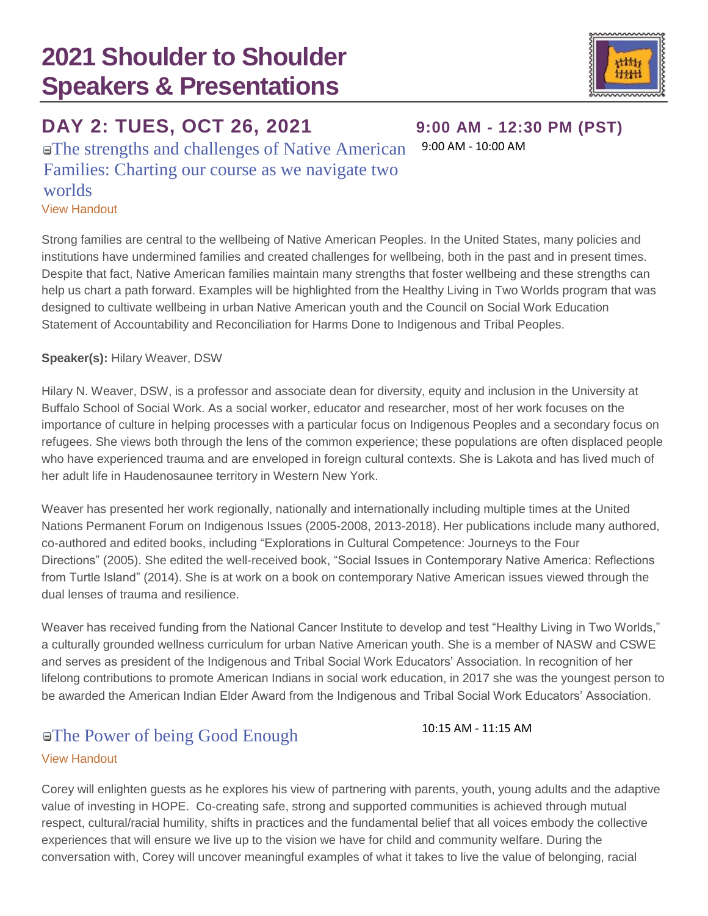# 2021 Shoulder to Shoulder Speakers & Presentations

## DAY 2: TUES, OCT 26, 2021

**9:00 AM - 12:30 PM (PST)**

### The strengths and challenges of Native American Families: Charting our course as we navigate two worlds

9:00 AM - 10:00 AM

View Handout

Strong families are central to the wellbeing of Native American Peoples. In the United States, many policies and institutions have undermined families and created challenges for wellbeing, both in the past and in present times. Despite that fact, Native American families maintain many strengths that foster wellbeing and these strengths can help us chart a path forward. Examples will be highlighted from the Healthy Living in Two Worlds program that was designed to cultivate wellbeing in urban Native American youth and the Council on Social Work Education Statement of Accountability and Reconciliation for Harms Done to Indigenous and Tribal Peoples.

**Speaker(s):** Hilary Weaver, DSW

Hilary N. Weaver, DSW, is a professor and associate dean for diversity, equity and inclusion in the University at Buffalo School of Social Work. As a social worker, educator and researcher, most of her work focuses on the importance of culture in helping processes with a particular focus on Indigenous Peoples and a secondary focus on refugees. She views both through the lens of the common experience; these populations are often displaced people who have experienced trauma and are enveloped in foreign cultural contexts. She is Lakota and has lived much of her adult life in Haudenosaunee territory in Western New York.

Weaver has presented her work regionally, nationally and internationally including multiple times at the United Nations Permanent Forum on Indigenous Issues (2005-2008, 2013-2018). Her publications include many authored, co-authored and edited books, including "Explorations in Cultural Competence: Journeys to the Four Directions" (2005). She edited the well-received book, "Social Issues in Contemporary Native America: Reflections from Turtle Island" (2014). She is at work on a book on contemporary Native American issues viewed through the dual lenses of trauma and resilience.

Weaver has received funding from the National Cancer Institute to develop and test "Healthy Living in Two Worlds," a culturally grounded wellness curriculum for urban Native American youth. She is a member of NASW and CSWE and serves as president of the Indigenous and Tribal Social Work Educators' Association. In recognition of her lifelong contributions to promote American Indians in social work education, in 2017 she was the youngest person to be awarded the American Indian Elder Award from the Indigenous and Tribal Social Work Educators' Association.

### The Power of being Good Enough

10:15 AM - 11:15 AM

View Handout

Corey will enlighten guests as he explores his view of partnering with parents, youth, young adults and the adaptive value of investing in HOPE. Co-creating safe, strong and supported communities is achieved through mutual respect, cultural/racial humility, shifts in practices and the fundamental belief that all voices embody the collective experiences that will ensure we live up to the vision we have for child and community welfare. During the conversation with, Corey will uncover meaningful examples of what it takes to live the value of belonging, racial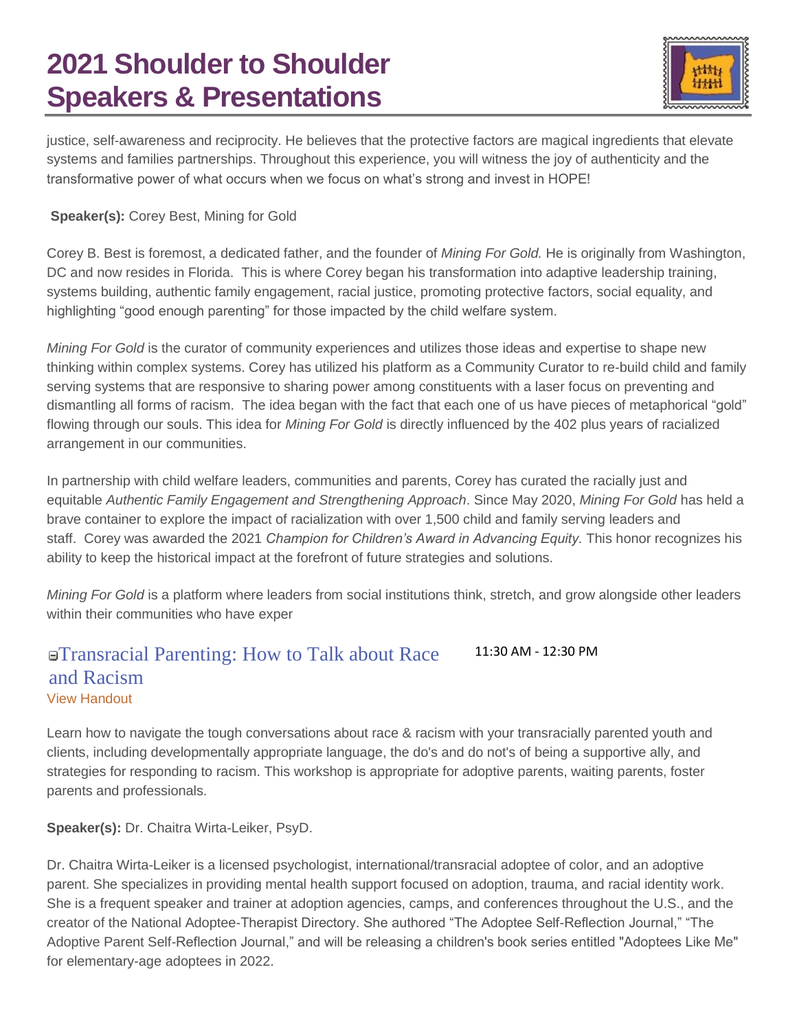justice, self-awareness and reciprocity. He believes that the protective factors are magical ingredients that elevate systems and families partnerships. Throughout this experience, you will witness the joy of authenticity and the transformative power of what occurs when we focus on what's strong and invest in HOPE!

**Speaker(s):** Corey Best, Mining for Gold

Corey B. Best is foremost, a dedicated father, and the founder of *Mining For Gold.* He is originally from Washington, DC and now resides in Florida. This is where Corey began his transformation into adaptive leadership training, systems building, authentic family engagement, racial justice, promoting protective factors, social equality, and highlighting "good enough parenting" for those impacted by the child welfare system.

*Mining For Gold* is the curator of community experiences and utilizes those ideas and expertise to shape new thinking within complex systems. Corey has utilized his platform as a Community Curator to re-build child and family serving systems that are responsive to sharing power among constituents with a laser focus on preventing and dismantling all forms of racism. The idea began with the fact that each one of us have pieces of metaphorical "gold" flowing through our souls. This idea for *Mining For Gold* is directly influenced by the 402 plus years of racialized arrangement in our communities.

In partnership with child welfare leaders, communities and parents, Corey has curated the racially just and equitable *Authentic Family Engagement and Strengthening Approach*. Since May 2020, *Mining For Gold* has held a brave container to explore the impact of racialization with over 1,500 child and family serving leaders and staff. Corey was awarded the 2021 *Champion for Children's Award in Advancing Equity.* This honor recognizes his ability to keep the historical impact at the forefront of future strategies and solutions.

*Mining For Gold* is a platform where leaders from social institutions think, stretch, and grow alongside other leaders within their communities who have exper

## Transracial Parenting: How to Talk about Race and Racism

11:30 AM - 12:30 PM

View Handout

Learn how to navigate the tough conversations about race & racism with your transracially parented youth and clients, including developmentally appropriate language, the do's and do not's of being a supportive ally, and strategies for responding to racism. This workshop is appropriate for adoptive parents, waiting parents, foster parents and professionals.

**Speaker(s):** Dr. Chaitra Wirta-Leiker, PsyD.

Dr. Chaitra Wirta-Leiker is a licensed psychologist, international/transracial adoptee of color, and an adoptive parent. She specializes in providing mental health support focused on adoption, trauma, and racial identity work. She is a frequent speaker and trainer at adoption agencies, camps, and conferences throughout the U.S., and the creator of the National Adoptee-Therapist Directory. She authored "The Adoptee Self-Reflection Journal," "The Adoptive Parent Self-Reflection Journal," and will be releasing a children's book series entitled "Adoptees Like Me" for elementary-age adoptees in 2022.